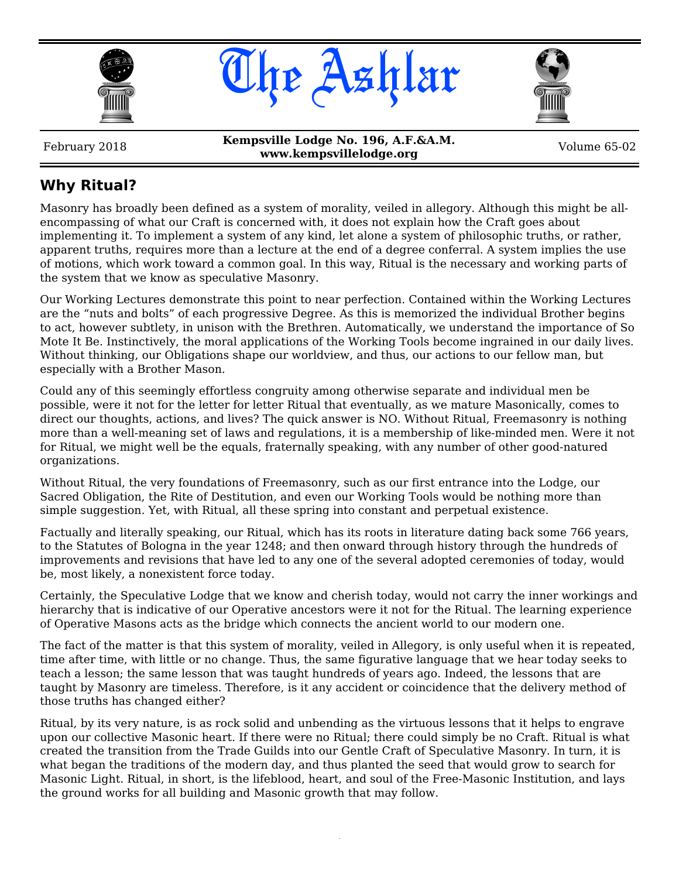# The Ashlar

February 2018 | **Kempsville Lodge No. 196, A.F.&A.M.** | **www.kempsvillelodge.org** | Volume 65-02

## Why Ritual?

Masonry has broadly been defined as a system of morality, veiled in allegory. Although this might be all-encompassing of what our Craft is concerned with, it does not explain how the Craft goes about implementing it. To implement a system of any kind, let alone a system of philosophic truths, or rather, apparent truths, requires more than a lecture at the end of a degree conferral. A system implies the use of motions, which work toward a common goal. In this way, Ritual is the necessary and working parts of the system that we know as speculative Masonry.

Our Working Lectures demonstrate this point to near perfection. Contained within the Working Lectures are the "nuts and bolts" of each progressive Degree. As this is memorized the individual Brother begins to act, however subtlety, in unison with the Brethren. Automatically, we understand the importance of So Mote It Be. Instinctively, the moral applications of the Working Tools become ingrained in our daily lives. Without thinking, our Obligations shape our worldview, and thus, our actions to our fellow man, but especially with a Brother Mason.

Could any of this seemingly effortless congruity among otherwise separate and individual men be possible, were it not for the letter for letter Ritual that eventually, as we mature Masonically, comes to direct our thoughts, actions, and lives? The quick answer is NO. Without Ritual, Freemasonry is nothing more than a well-meaning set of laws and regulations, it is a membership of like-minded men. Were it not for Ritual, we might well be the equals, fraternally speaking, with any number of other good-natured organizations.

Without Ritual, the very foundations of Freemasonry, such as our first entrance into the Lodge, our Sacred Obligation, the Rite of Destitution, and even our Working Tools would be nothing more than simple suggestion. Yet, with Ritual, all these spring into constant and perpetual existence.

Factually and literally speaking, our Ritual, which has its roots in literature dating back some 766 years, to the Statutes of Bologna in the year 1248; and then onward through history through the hundreds of improvements and revisions that have led to any one of the several adopted ceremonies of today, would be, most likely, a nonexistent force today.

Certainly, the Speculative Lodge that we know and cherish today, would not carry the inner workings and hierarchy that is indicative of our Operative ancestors were it not for the Ritual. The learning experience of Operative Masons acts as the bridge which connects the ancient world to our modern one.

The fact of the matter is that this system of morality, veiled in Allegory, is only useful when it is repeated, time after time, with little or no change. Thus, the same figurative language that we hear today seeks to teach a lesson; the same lesson that was taught hundreds of years ago. Indeed, the lessons that are taught by Masonry are timeless. Therefore, is it any accident or coincidence that the delivery method of those truths has changed either?

Ritual, by its very nature, is as rock solid and unbending as the virtuous lessons that it helps to engrave upon our collective Masonic heart. If there were no Ritual; there could simply be no Craft. Ritual is what created the transition from the Trade Guilds into our Gentle Craft of Speculative Masonry. In turn, it is what began the traditions of the modern day, and thus planted the seed that would grow to search for Masonic Light. Ritual, in short, is the lifeblood, heart, and soul of the Free-Masonic Institution, and lays the ground works for all building and Masonic growth that may follow.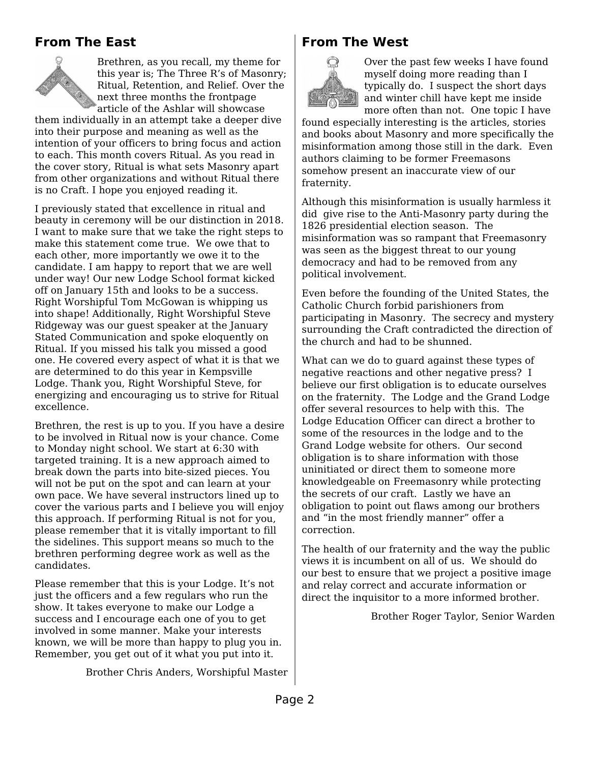## From The East

Brethren, as you recall, my theme for this year is; The Three R's of Masonry; Ritual, Retention, and Relief. Over the next three months the frontpage article of the Ashlar will showcase them individually in an attempt take a deeper dive into their purpose and meaning as well as the intention of your officers to bring focus and action to each. This month covers Ritual. As you read in the cover story, Ritual is what sets Masonry apart from other organizations and without Ritual there is no Craft. I hope you enjoyed reading it.

I previously stated that excellence in ritual and beauty in ceremony will be our distinction in 2018. I want to make sure that we take the right steps to make this statement come true. We owe that to each other, more importantly we owe it to the candidate. I am happy to report that we are well under way! Our new Lodge School format kicked off on January 15th and looks to be a success. Right Worshipful Tom McGowan is whipping us into shape! Additionally, Right Worshipful Steve Ridgeway was our guest speaker at the January Stated Communication and spoke eloquently on Ritual. If you missed his talk you missed a good one. He covered every aspect of what it is that we are determined to do this year in Kempsville Lodge. Thank you, Right Worshipful Steve, for energizing and encouraging us to strive for Ritual excellence.

Brethren, the rest is up to you. If you have a desire to be involved in Ritual now is your chance. Come to Monday night school. We start at 6:30 with targeted training. It is a new approach aimed to break down the parts into bite-sized pieces. You will not be put on the spot and can learn at your own pace. We have several instructors lined up to cover the various parts and I believe you will enjoy this approach. If performing Ritual is not for you, please remember that it is vitally important to fill the sidelines. This support means so much to the brethren performing degree work as well as the candidates.

Please remember that this is your Lodge. It's not just the officers and a few regulars who run the show. It takes everyone to make our Lodge a success and I encourage each one of you to get involved in some manner. Make your interests known, we will be more than happy to plug you in. Remember, you get out of it what you put into it.

Brother Chris Anders, Worshipful Master

## From The West

Over the past few weeks I have found myself doing more reading than I typically do. I suspect the short days and winter chill have kept me inside more often than not. One topic I have found especially interesting is the articles, stories and books about Masonry and more specifically the misinformation among those still in the dark. Even authors claiming to be former Freemasons somehow present an inaccurate view of our fraternity.

Although this misinformation is usually harmless it did give rise to the Anti-Masonry party during the 1826 presidential election season. The misinformation was so rampant that Freemasonry was seen as the biggest threat to our young democracy and had to be removed from any political involvement.

Even before the founding of the United States, the Catholic Church forbid parishioners from participating in Masonry. The secrecy and mystery surrounding the Craft contradicted the direction of the church and had to be shunned.

What can we do to guard against these types of negative reactions and other negative press? I believe our first obligation is to educate ourselves on the fraternity. The Lodge and the Grand Lodge offer several resources to help with this. The Lodge Education Officer can direct a brother to some of the resources in the lodge and to the Grand Lodge website for others. Our second obligation is to share information with those uninitiated or direct them to someone more knowledgeable on Freemasonry while protecting the secrets of our craft. Lastly we have an obligation to point out flaws among our brothers and "in the most friendly manner" offer a correction.

The health of our fraternity and the way the public views it is incumbent on all of us. We should do our best to ensure that we project a positive image and relay correct and accurate information or direct the inquisitor to a more informed brother.

Brother Roger Taylor, Senior Warden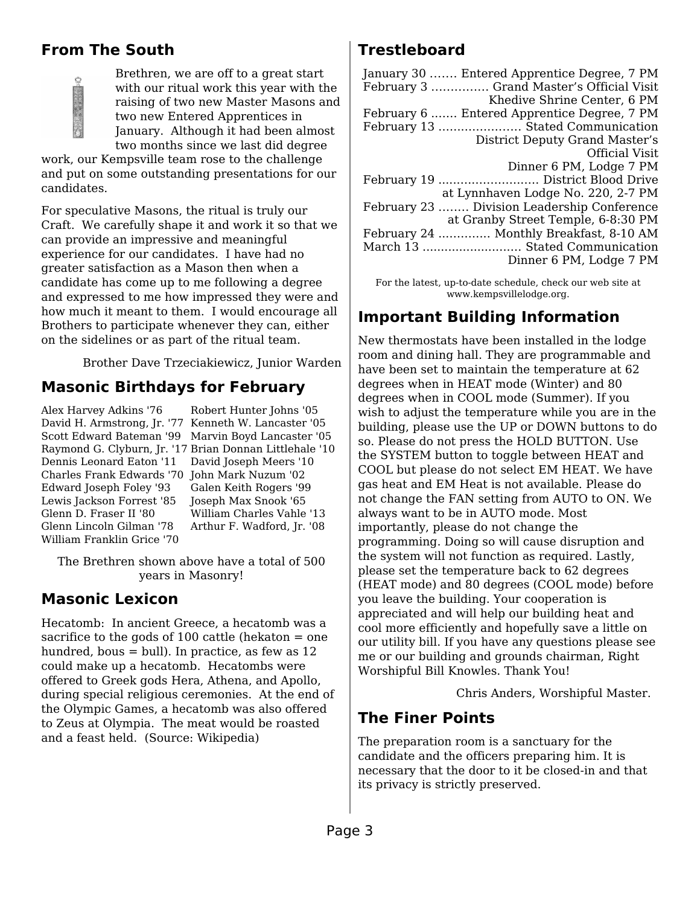## From The South

Brethren, we are off to a great start with our ritual work this year with the raising of two new Master Masons and two new Entered Apprentices in January. Although it had been almost two months since we last did degree work, our Kempsville team rose to the challenge and put on some outstanding presentations for our candidates.

For speculative Masons, the ritual is truly our Craft. We carefully shape it and work it so that we can provide an impressive and meaningful experience for our candidates. I have had no greater satisfaction as a Mason then when a candidate has come up to me following a degree and expressed to me how impressed they were and how much it meant to them. I would encourage all Brothers to participate whenever they can, either on the sidelines or as part of the ritual team.

Brother Dave Trzeciakiewicz, Junior Warden

## Masonic Birthdays for February

| | |
|---|---|
| Alex Harvey Adkins '76 | Robert Hunter Johns '05 |
| David H. Armstrong, Jr. '77 | Kenneth W. Lancaster '05 |
| Scott Edward Bateman '99 | Marvin Boyd Lancaster '05 |
| Raymond G. Clyburn, Jr. '17 | Brian Donnan Littlehale '10 |
| Dennis Leonard Eaton '11 | David Joseph Meers '10 |
| Charles Frank Edwards '70 | John Mark Nuzum '02 |
| Edward Joseph Foley '93 | Galen Keith Rogers '99 |
| Lewis Jackson Forrest '85 | Joseph Max Snook '65 |
| Glenn D. Fraser II '80 | William Charles Vahle '13 |
| Glenn Lincoln Gilman '78 | Arthur F. Wadford, Jr. '08 |
| William Franklin Grice '70 | |

The Brethren shown above have a total of 500 years in Masonry!

## Masonic Lexicon

Hecatomb: In ancient Greece, a hecatomb was a sacrifice to the gods of 100 cattle (hekaton = one hundred, bous = bull). In practice, as few as 12 could make up a hecatomb. Hecatombs were offered to Greek gods Hera, Athena, and Apollo, during special religious ceremonies. At the end of the Olympic Games, a hecatomb was also offered to Zeus at Olympia. The meat would be roasted and a feast held. (Source: Wikipedia)

## Trestleboard

January 30 ....... Entered Apprentice Degree, 7 PM
February 3 ............... Grand Master's Official Visit
Khedive Shrine Center, 6 PM
February 6 ....... Entered Apprentice Degree, 7 PM
February 13 ...................... Stated Communication
District Deputy Grand Master's
Official Visit
Dinner 6 PM, Lodge 7 PM
February 19 ........................... District Blood Drive
at Lynnhaven Lodge No. 220, 2-7 PM
February 23 ........ Division Leadership Conference
at Granby Street Temple, 6-8:30 PM
February 24 .............. Monthly Breakfast, 8-10 AM
March 13 ........................... Stated Communication
Dinner 6 PM, Lodge 7 PM

For the latest, up-to-date schedule, check our web site at www.kempsvillelodge.org.

## Important Building Information

New thermostats have been installed in the lodge room and dining hall. They are programmable and have been set to maintain the temperature at 62 degrees when in HEAT mode (Winter) and 80 degrees when in COOL mode (Summer). If you wish to adjust the temperature while you are in the building, please use the UP or DOWN buttons to do so. Please do not press the HOLD BUTTON. Use the SYSTEM button to toggle between HEAT and COOL but please do not select EM HEAT. We have gas heat and EM Heat is not available. Please do not change the FAN setting from AUTO to ON. We always want to be in AUTO mode. Most importantly, please do not change the programming. Doing so will cause disruption and the system will not function as required. Lastly, please set the temperature back to 62 degrees (HEAT mode) and 80 degrees (COOL mode) before you leave the building. Your cooperation is appreciated and will help our building heat and cool more efficiently and hopefully save a little on our utility bill. If you have any questions please see me or our building and grounds chairman, Right Worshipful Bill Knowles. Thank You!

Chris Anders, Worshipful Master.

## The Finer Points

The preparation room is a sanctuary for the candidate and the officers preparing him. It is necessary that the door to it be closed-in and that its privacy is strictly preserved.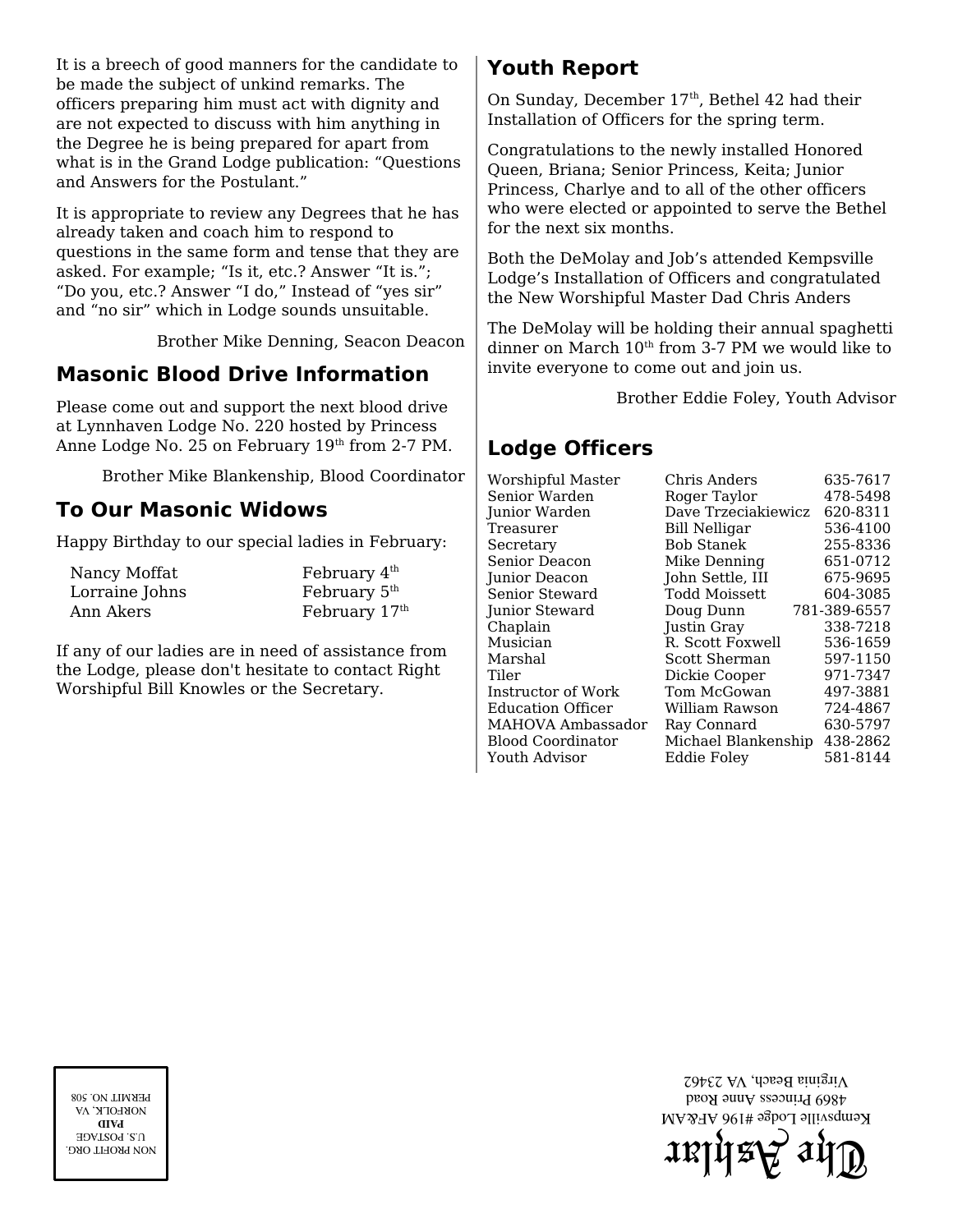It is a breech of good manners for the candidate to be made the subject of unkind remarks. The officers preparing him must act with dignity and are not expected to discuss with him anything in the Degree he is being prepared for apart from what is in the Grand Lodge publication: “Questions and Answers for the Postulant.”

It is appropriate to review any Degrees that he has already taken and coach him to respond to questions in the same form and tense that they are asked. For example; “Is it, etc.? Answer “It is.”; “Do you, etc.? Answer “I do,” Instead of “yes sir” and “no sir” which in Lodge sounds unsuitable.

Brother Mike Denning, Seacon Deacon

## Masonic Blood Drive Information

Please come out and support the next blood drive at Lynnhaven Lodge No. 220 hosted by Princess Anne Lodge No. 25 on February 19th from 2-7 PM.

Brother Mike Blankenship, Blood Coordinator

## To Our Masonic Widows

Happy Birthday to our special ladies in February:

| | |
|---|---|
| Nancy Moffat | February 4th |
| Lorraine Johns | February 5th |
| Ann Akers | February 17th |

If any of our ladies are in need of assistance from the Lodge, please don't hesitate to contact Right Worshipful Bill Knowles or the Secretary.

## Youth Report

On Sunday, December 17th, Bethel 42 had their Installation of Officers for the spring term.

Congratulations to the newly installed Honored Queen, Briana; Senior Princess, Keita; Junior Princess, Charlye and to all of the other officers who were elected or appointed to serve the Bethel for the next six months.

Both the DeMolay and Job’s attended Kempsville Lodge’s Installation of Officers and congratulated the New Worshipful Master Dad Chris Anders

The DeMolay will be holding their annual spaghetti dinner on March 10th from 3-7 PM we would like to invite everyone to come out and join us.

Brother Eddie Foley, Youth Advisor

## Lodge Officers

| | | |
|---|---|---|
| Worshipful Master | Chris Anders | 635-7617 |
| Senior Warden | Roger Taylor | 478-5498 |
| Junior Warden | Dave Trzeciakiewicz | 620-8311 |
| Treasurer | Bill Nelligar | 536-4100 |
| Secretary | Bob Stanek | 255-8336 |
| Senior Deacon | Mike Denning | 651-0712 |
| Junior Deacon | John Settle, III | 675-9695 |
| Senior Steward | Todd Moissett | 604-3085 |
| Junior Steward | Doug Dunn | 781-389-6557 |
| Chaplain | Justin Gray | 338-7218 |
| Musician | R. Scott Foxwell | 536-1659 |
| Marshal | Scott Sherman | 597-1150 |
| Tiler | Dickie Cooper | 971-7347 |
| Instructor of Work | Tom McGowan | 497-3881 |
| Education Officer | William Rawson | 724-4867 |
| MAHOVA Ambassador | Ray Connard | 630-5797 |
| Blood Coordinator | Michael Blankenship | 438-2862 |
| Youth Advisor | Eddie Foley | 581-8144 |

The Ashlar
Kempsville Lodge #196 AF&AM
4869 Princess Anne Road
Virginia Beach, VA 23462

NON PROFIT ORG.
U.S. POSTAGE
**PAID**
NORFOLK, VA
PERMIT NO. 508